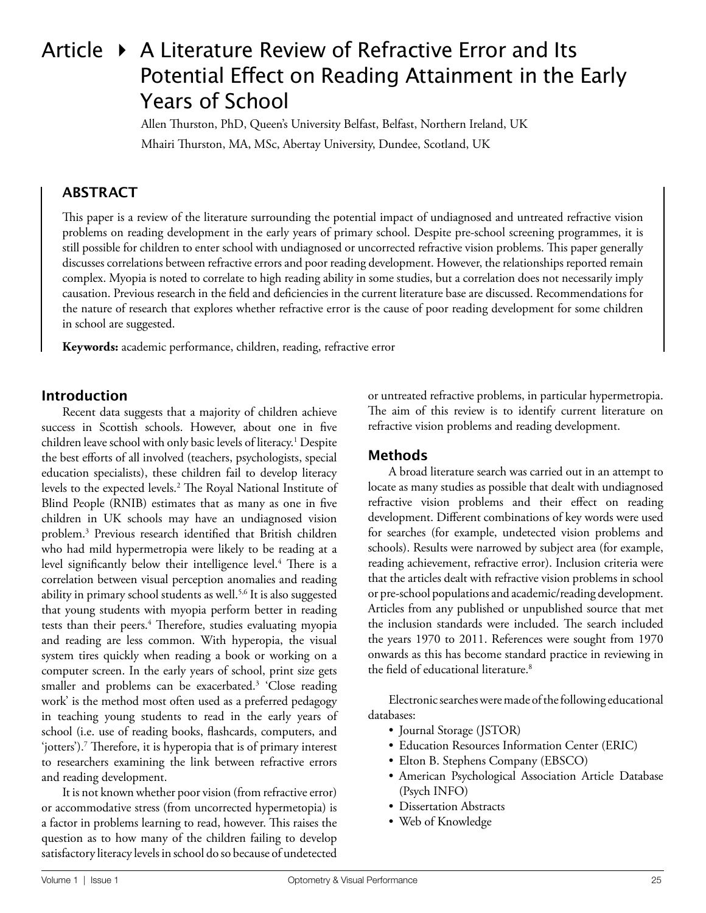# Article ▸ A Literature Review of Refractive Error and Its Potential Effect on Reading Attainment in the Early Years of School

Allen Thurston, PhD, Queen's University Belfast, Belfast, Northern Ireland, UK

Mhairi Thurston, MA, MSc, Abertay University, Dundee, Scotland, UK

## ABSTRACT

This paper is a review of the literature surrounding the potential impact of undiagnosed and untreated refractive vision problems on reading development in the early years of primary school. Despite pre-school screening programmes, it is still possible for children to enter school with undiagnosed or uncorrected refractive vision problems. This paper generally discusses correlations between refractive errors and poor reading development. However, the relationships reported remain complex. Myopia is noted to correlate to high reading ability in some studies, but a correlation does not necessarily imply causation. Previous research in the field and deficiencies in the current literature base are discussed. Recommendations for the nature of research that explores whether refractive error is the cause of poor reading development for some children in school are suggested.

**Keywords:** academic performance, children, reading, refractive error

## Introduction

Recent data suggests that a majority of children achieve success in Scottish schools. However, about one in five children leave school with only basic levels of literacy.[1] Despite the best efforts of all involved (teachers, psychologists, special education specialists), these children fail to develop literacy levels to the expected levels.[2] The Royal National Institute of Blind People (RNIB) estimates that as many as one in five children in UK schools may have an undiagnosed vision problem.[3] Previous research identified that British children who had mild hypermetropia were likely to be reading at a level significantly below their intelligence level.[4] There is a correlation between visual perception anomalies and reading ability in primary school students as well.[5,6] It is also suggested that young students with myopia perform better in reading tests than their peers.[4] Therefore, studies evaluating myopia and reading are less common. With hyperopia, the visual system tires quickly when reading a book or working on a computer screen. In the early years of school, print size gets smaller and problems can be exacerbated.[3] 'Close reading work' is the method most often used as a preferred pedagogy in teaching young students to read in the early years of school (i.e. use of reading books, flashcards, computers, and 'jotters').[7] Therefore, it is hyperopia that is of primary interest to researchers examining the link between refractive errors and reading development.

It is not known whether poor vision (from refractive error) or accommodative stress (from uncorrected hypermetopia) is a factor in problems learning to read, however. This raises the question as to how many of the children failing to develop satisfactory literacy levels in school do so because of undetected or untreated refractive problems, in particular hypermetropia. The aim of this review is to identify current literature on refractive vision problems and reading development.

## Methods

A broad literature search was carried out in an attempt to locate as many studies as possible that dealt with undiagnosed refractive vision problems and their effect on reading development. Different combinations of key words were used for searches (for example, undetected vision problems and schools). Results were narrowed by subject area (for example, reading achievement, refractive error). Inclusion criteria were that the articles dealt with refractive vision problems in school or pre-school populations and academic/reading development. Articles from any published or unpublished source that met the inclusion standards were included. The search included the years 1970 to 2011. References were sought from 1970 onwards as this has become standard practice in reviewing in the field of educational literature.[8]

Electronic searches were made of the following educational databases:

- Journal Storage (JSTOR)
- Education Resources Information Center (ERIC)
- Elton B. Stephens Company (EBSCO)
- American Psychological Association Article Database (Psych INFO)
- Dissertation Abstracts
- Web of Knowledge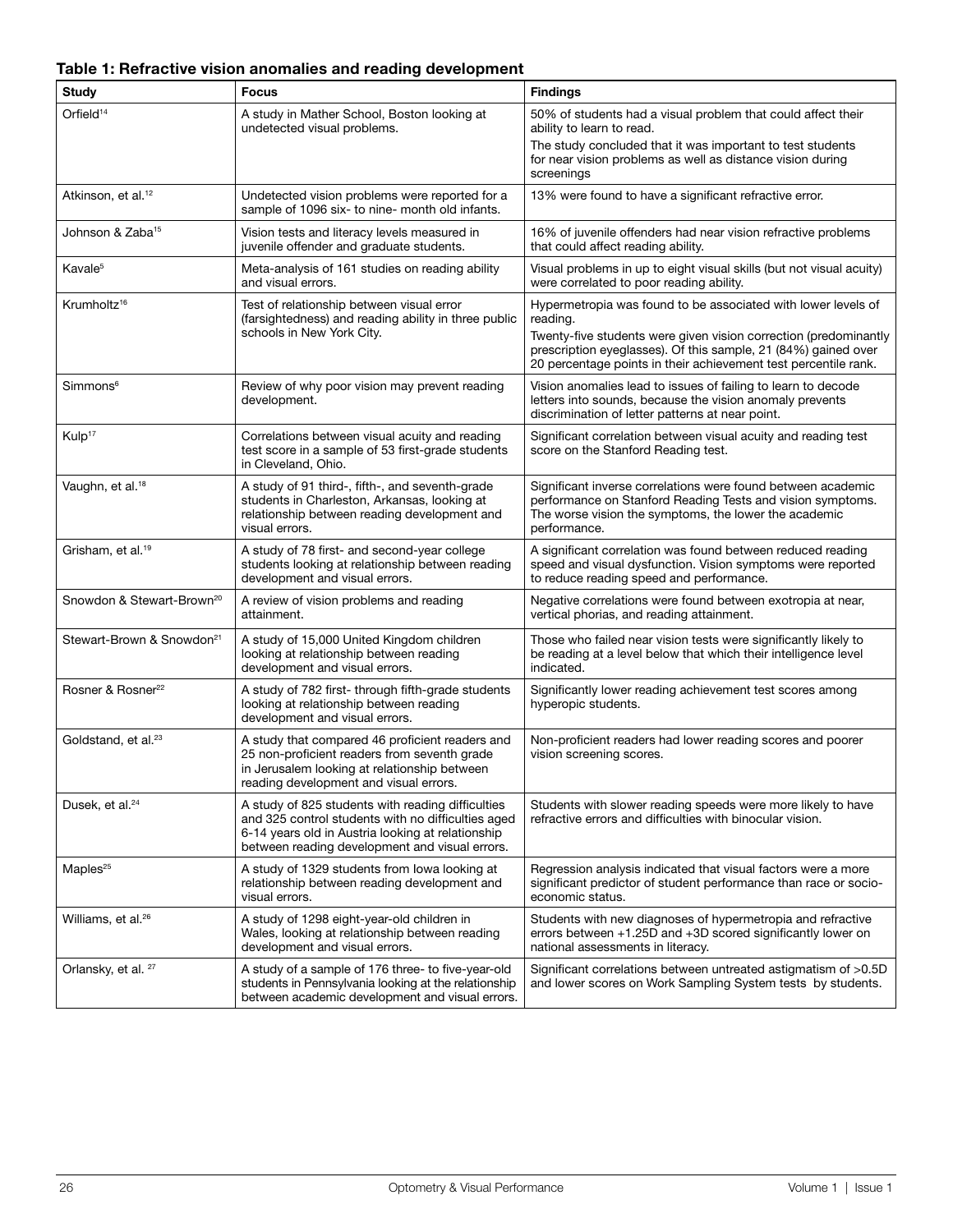**Table 1: Refractive vision anomalies and reading development**

| Study | Focus | Findings |
|---|---|---|
| Orfield[14] | A study in Mather School, Boston looking at undetected visual problems. | 50% of students had a visual problem that could affect their ability to learn to read. The study concluded that it was important to test students for near vision problems as well as distance vision during screenings |
| Atkinson, et al.[12] | Undetected vision problems were reported for a sample of 1096 six- to nine- month old infants. | 13% were found to have a significant refractive error. |
| Johnson & Zaba[15] | Vision tests and literacy levels measured in juvenile offender and graduate students. | 16% of juvenile offenders had near vision refractive problems that could affect reading ability. |
| Kavale[5] | Meta-analysis of 161 studies on reading ability and visual errors. | Visual problems in up to eight visual skills (but not visual acuity) were correlated to poor reading ability. |
| Krumholtz[16] | Test of relationship between visual error (farsightedness) and reading ability in three public schools in New York City. | Hypermetropia was found to be associated with lower levels of reading. Twenty-five students were given vision correction (predominantly prescription eyeglasses). Of this sample, 21 (84%) gained over 20 percentage points in their achievement test percentile rank. |
| Simmons[6] | Review of why poor vision may prevent reading development. | Vision anomalies lead to issues of failing to learn to decode letters into sounds, because the vision anomaly prevents discrimination of letter patterns at near point. |
| Kulp[17] | Correlations between visual acuity and reading test score in a sample of 53 first-grade students in Cleveland, Ohio. | Significant correlation between visual acuity and reading test score on the Stanford Reading test. |
| Vaughn, et al.[18] | A study of 91 third-, fifth-, and seventh-grade students in Charleston, Arkansas, looking at relationship between reading development and visual errors. | Significant inverse correlations were found between academic performance on Stanford Reading Tests and vision symptoms. The worse vision the symptoms, the lower the academic performance. |
| Grisham, et al.[19] | A study of 78 first- and second-year college students looking at relationship between reading development and visual errors. | A significant correlation was found between reduced reading speed and visual dysfunction. Vision symptoms were reported to reduce reading speed and performance. |
| Snowdon & Stewart-Brown[20] | A review of vision problems and reading attainment. | Negative correlations were found between exotropia at near, vertical phorias, and reading attainment. |
| Stewart-Brown & Snowdon[21] | A study of 15,000 United Kingdom children looking at relationship between reading development and visual errors. | Those who failed near vision tests were significantly likely to be reading at a level below that which their intelligence level indicated. |
| Rosner & Rosner[22] | A study of 782 first- through fifth-grade students looking at relationship between reading development and visual errors. | Significantly lower reading achievement test scores among hyperopic students. |
| Goldstand, et al.[23] | A study that compared 46 proficient readers and 25 non-proficient readers from seventh grade in Jerusalem looking at relationship between reading development and visual errors. | Non-proficient readers had lower reading scores and poorer vision screening scores. |
| Dusek, et al.[24] | A study of 825 students with reading difficulties and 325 control students with no difficulties aged 6-14 years old in Austria looking at relationship between reading development and visual errors. | Students with slower reading speeds were more likely to have refractive errors and difficulties with binocular vision. |
| Maples[25] | A study of 1329 students from Iowa looking at relationship between reading development and visual errors. | Regression analysis indicated that visual factors were a more significant predictor of student performance than race or socio-economic status. |
| Williams, et al.[26] | A study of 1298 eight-year-old children in Wales, looking at relationship between reading development and visual errors. | Students with new diagnoses of hypermetropia and refractive errors between +1.25D and +3D scored significantly lower on national assessments in literacy. |
| Orlansky, et al.[27] | A study of a sample of 176 three- to five-year-old students in Pennsylvania looking at the relationship between academic development and visual errors. | Significant correlations between untreated astigmatism of >0.5D and lower scores on Work Sampling System tests by students. |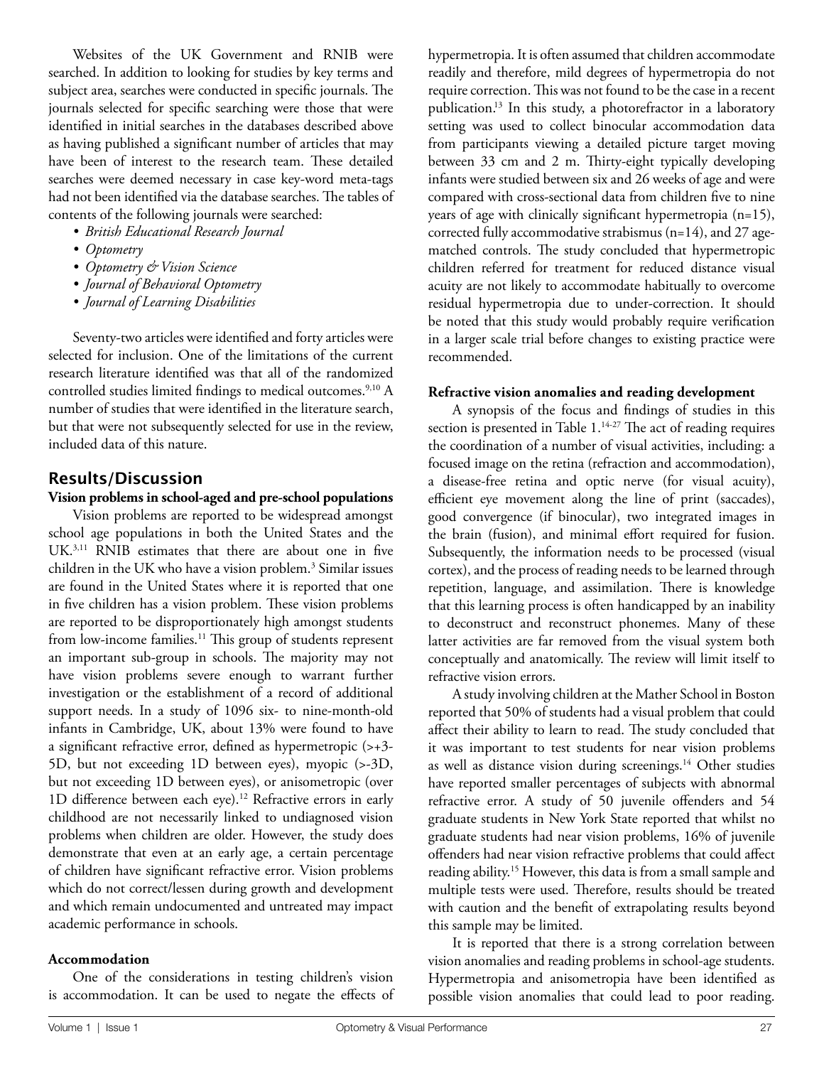Websites of the UK Government and RNIB were searched. In addition to looking for studies by key terms and subject area, searches were conducted in specific journals. The journals selected for specific searching were those that were identified in initial searches in the databases described above as having published a significant number of articles that may have been of interest to the research team. These detailed searches were deemed necessary in case key-word meta-tags had not been identified via the database searches. The tables of contents of the following journals were searched:

- *British Educational Research Journal*
- *Optometry*
- *Optometry & Vision Science*
- *Journal of Behavioral Optometry*
- *Journal of Learning Disabilities*

Seventy-two articles were identified and forty articles were selected for inclusion. One of the limitations of the current research literature identified was that all of the randomized controlled studies limited findings to medical outcomes.[9,10] A number of studies that were identified in the literature search, but that were not subsequently selected for use in the review, included data of this nature.

## Results/Discussion

### Vision problems in school-aged and pre-school populations

Vision problems are reported to be widespread amongst school age populations in both the United States and the UK.[3,11] RNIB estimates that there are about one in five children in the UK who have a vision problem.[3] Similar issues are found in the United States where it is reported that one in five children has a vision problem. These vision problems are reported to be disproportionately high amongst students from low-income families.[11] This group of students represent an important sub-group in schools. The majority may not have vision problems severe enough to warrant further investigation or the establishment of a record of additional support needs. In a study of 1096 six- to nine-month-old infants in Cambridge, UK, about 13% were found to have a significant refractive error, defined as hypermetropic (>+3-5D, but not exceeding 1D between eyes), myopic (>-3D, but not exceeding 1D between eyes), or anisometropic (over 1D difference between each eye).[12] Refractive errors in early childhood are not necessarily linked to undiagnosed vision problems when children are older. However, the study does demonstrate that even at an early age, a certain percentage of children have significant refractive error. Vision problems which do not correct/lessen during growth and development and which remain undocumented and untreated may impact academic performance in schools.

### Accommodation

One of the considerations in testing children's vision is accommodation. It can be used to negate the effects of hypermetropia. It is often assumed that children accommodate readily and therefore, mild degrees of hypermetropia do not require correction. This was not found to be the case in a recent publication.[13] In this study, a photorefractor in a laboratory setting was used to collect binocular accommodation data from participants viewing a detailed picture target moving between 33 cm and 2 m. Thirty-eight typically developing infants were studied between six and 26 weeks of age and were compared with cross-sectional data from children five to nine years of age with clinically significant hypermetropia (n=15), corrected fully accommodative strabismus (n=14), and 27 age-matched controls. The study concluded that hypermetropic children referred for treatment for reduced distance visual acuity are not likely to accommodate habitually to overcome residual hypermetropia due to under-correction. It should be noted that this study would probably require verification in a larger scale trial before changes to existing practice were recommended.

### Refractive vision anomalies and reading development

A synopsis of the focus and findings of studies in this section is presented in Table 1.[14-27] The act of reading requires the coordination of a number of visual activities, including: a focused image on the retina (refraction and accommodation), a disease-free retina and optic nerve (for visual acuity), efficient eye movement along the line of print (saccades), good convergence (if binocular), two integrated images in the brain (fusion), and minimal effort required for fusion. Subsequently, the information needs to be processed (visual cortex), and the process of reading needs to be learned through repetition, language, and assimilation. There is knowledge that this learning process is often handicapped by an inability to deconstruct and reconstruct phonemes. Many of these latter activities are far removed from the visual system both conceptually and anatomically. The review will limit itself to refractive vision errors.

A study involving children at the Mather School in Boston reported that 50% of students had a visual problem that could affect their ability to learn to read. The study concluded that it was important to test students for near vision problems as well as distance vision during screenings.[14] Other studies have reported smaller percentages of subjects with abnormal refractive error. A study of 50 juvenile offenders and 54 graduate students in New York State reported that whilst no graduate students had near vision problems, 16% of juvenile offenders had near vision refractive problems that could affect reading ability.[15] However, this data is from a small sample and multiple tests were used. Therefore, results should be treated with caution and the benefit of extrapolating results beyond this sample may be limited.

It is reported that there is a strong correlation between vision anomalies and reading problems in school-age students. Hypermetropia and anisometropia have been identified as possible vision anomalies that could lead to poor reading.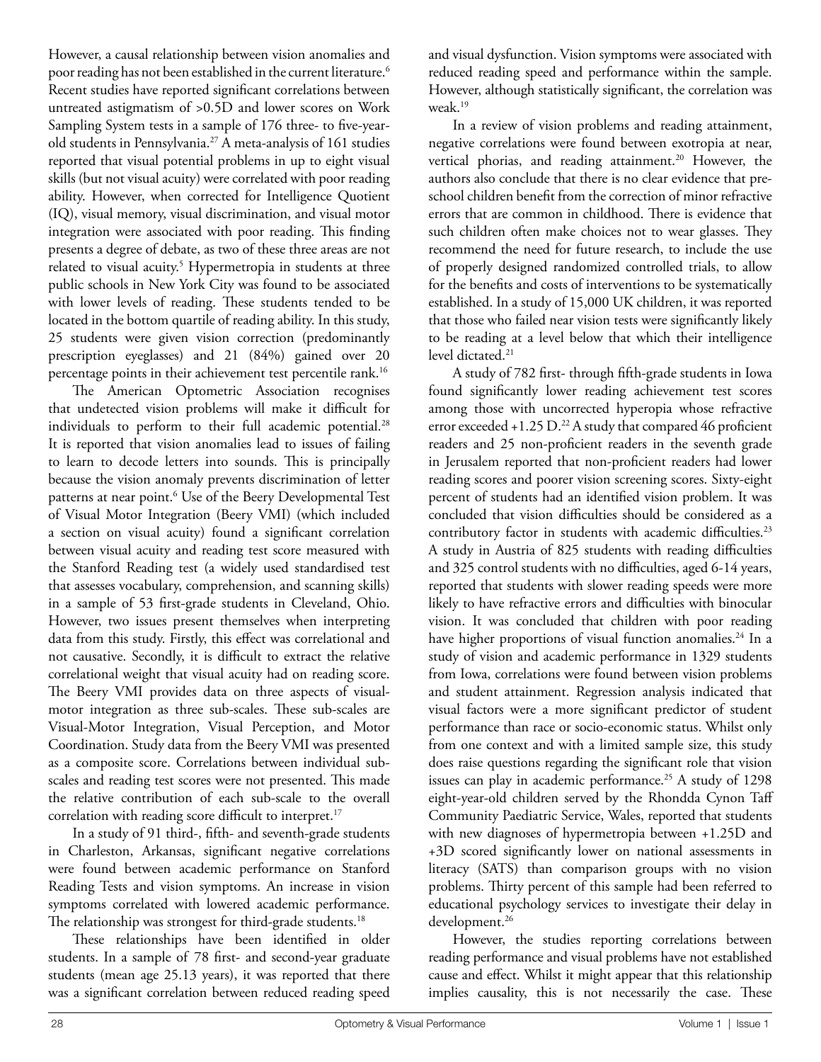However, a causal relationship between vision anomalies and poor reading has not been established in the current literature.[6] Recent studies have reported significant correlations between untreated astigmatism of >0.5D and lower scores on Work Sampling System tests in a sample of 176 three- to five-year-old students in Pennsylvania.[27] A meta-analysis of 161 studies reported that visual potential problems in up to eight visual skills (but not visual acuity) were correlated with poor reading ability. However, when corrected for Intelligence Quotient (IQ), visual memory, visual discrimination, and visual motor integration were associated with poor reading. This finding presents a degree of debate, as two of these three areas are not related to visual acuity.[5] Hypermetropia in students at three public schools in New York City was found to be associated with lower levels of reading. These students tended to be located in the bottom quartile of reading ability. In this study, 25 students were given vision correction (predominantly prescription eyeglasses) and 21 (84%) gained over 20 percentage points in their achievement test percentile rank.[16]

The American Optometric Association recognises that undetected vision problems will make it difficult for individuals to perform to their full academic potential.[28] It is reported that vision anomalies lead to issues of failing to learn to decode letters into sounds. This is principally because the vision anomaly prevents discrimination of letter patterns at near point.[6] Use of the Beery Developmental Test of Visual Motor Integration (Beery VMI) (which included a section on visual acuity) found a significant correlation between visual acuity and reading test score measured with the Stanford Reading test (a widely used standardised test that assesses vocabulary, comprehension, and scanning skills) in a sample of 53 first-grade students in Cleveland, Ohio. However, two issues present themselves when interpreting data from this study. Firstly, this effect was correlational and not causative. Secondly, it is difficult to extract the relative correlational weight that visual acuity had on reading score. The Beery VMI provides data on three aspects of visual-motor integration as three sub-scales. These sub-scales are Visual-Motor Integration, Visual Perception, and Motor Coordination. Study data from the Beery VMI was presented as a composite score. Correlations between individual sub-scales and reading test scores were not presented. This made the relative contribution of each sub-scale to the overall correlation with reading score difficult to interpret.[17]

In a study of 91 third-, fifth- and seventh-grade students in Charleston, Arkansas, significant negative correlations were found between academic performance on Stanford Reading Tests and vision symptoms. An increase in vision symptoms correlated with lowered academic performance. The relationship was strongest for third-grade students.[18]

These relationships have been identified in older students. In a sample of 78 first- and second-year graduate students (mean age 25.13 years), it was reported that there was a significant correlation between reduced reading speed and visual dysfunction. Vision symptoms were associated with reduced reading speed and performance within the sample. However, although statistically significant, the correlation was weak.[19]

In a review of vision problems and reading attainment, negative correlations were found between exotropia at near, vertical phorias, and reading attainment.[20] However, the authors also conclude that there is no clear evidence that pre-school children benefit from the correction of minor refractive errors that are common in childhood. There is evidence that such children often make choices not to wear glasses. They recommend the need for future research, to include the use of properly designed randomized controlled trials, to allow for the benefits and costs of interventions to be systematically established. In a study of 15,000 UK children, it was reported that those who failed near vision tests were significantly likely to be reading at a level below that which their intelligence level dictated.[21]

A study of 782 first- through fifth-grade students in Iowa found significantly lower reading achievement test scores among those with uncorrected hyperopia whose refractive error exceeded +1.25 D.[22] A study that compared 46 proficient readers and 25 non-proficient readers in the seventh grade in Jerusalem reported that non-proficient readers had lower reading scores and poorer vision screening scores. Sixty-eight percent of students had an identified vision problem. It was concluded that vision difficulties should be considered as a contributory factor in students with academic difficulties.[23] A study in Austria of 825 students with reading difficulties and 325 control students with no difficulties, aged 6-14 years, reported that students with slower reading speeds were more likely to have refractive errors and difficulties with binocular vision. It was concluded that children with poor reading have higher proportions of visual function anomalies.[24] In a study of vision and academic performance in 1329 students from Iowa, correlations were found between vision problems and student attainment. Regression analysis indicated that visual factors were a more significant predictor of student performance than race or socio-economic status. Whilst only from one context and with a limited sample size, this study does raise questions regarding the significant role that vision issues can play in academic performance.[25] A study of 1298 eight-year-old children served by the Rhondda Cynon Taff Community Paediatric Service, Wales, reported that students with new diagnoses of hypermetropia between +1.25D and +3D scored significantly lower on national assessments in literacy (SATS) than comparison groups with no vision problems. Thirty percent of this sample had been referred to educational psychology services to investigate their delay in development.[26]

However, the studies reporting correlations between reading performance and visual problems have not established cause and effect. Whilst it might appear that this relationship implies causality, this is not necessarily the case. These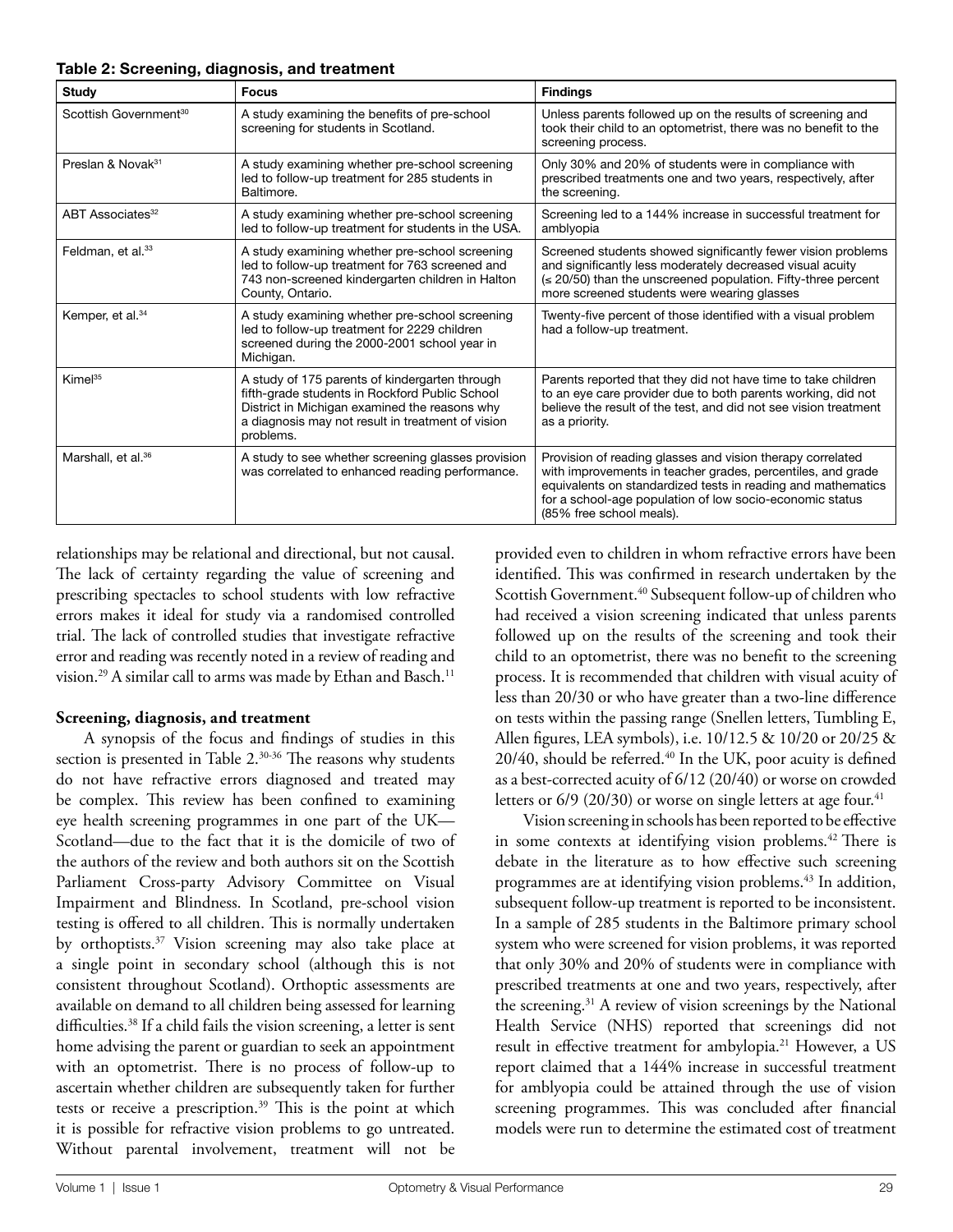**Table 2: Screening, diagnosis, and treatment**

| Study | Focus | Findings |
| --- | --- | --- |
| Scottish Government[30] | A study examining the benefits of pre-school screening for students in Scotland. | Unless parents followed up on the results of screening and took their child to an optometrist, there was no benefit to the screening process. |
| Preslan & Novak[31] | A study examining whether pre-school screening led to follow-up treatment for 285 students in Baltimore. | Only 30% and 20% of students were in compliance with prescribed treatments one and two years, respectively, after the screening. |
| ABT Associates[32] | A study examining whether pre-school screening led to follow-up treatment for students in the USA. | Screening led to a 144% increase in successful treatment for amblyopia |
| Feldman, et al.[33] | A study examining whether pre-school screening led to follow-up treatment for 763 screened and 743 non-screened kindergarten children in Halton County, Ontario. | Screened students showed significantly fewer vision problems and significantly less moderately decreased visual acuity (≤ 20/50) than the unscreened population. Fifty-three percent more screened students were wearing glasses |
| Kemper, et al.[34] | A study examining whether pre-school screening led to follow-up treatment for 2229 children screened during the 2000-2001 school year in Michigan. | Twenty-five percent of those identified with a visual problem had a follow-up treatment. |
| Kimel[35] | A study of 175 parents of kindergarten through fifth-grade students in Rockford Public School District in Michigan examined the reasons why a diagnosis may not result in treatment of vision problems. | Parents reported that they did not have time to take children to an eye care provider due to both parents working, did not believe the result of the test, and did not see vision treatment as a priority. |
| Marshall, et al.[36] | A study to see whether screening glasses provision was correlated to enhanced reading performance. | Provision of reading glasses and vision therapy correlated with improvements in teacher grades, percentiles, and grade equivalents on standardized tests in reading and mathematics for a school-age population of low socio-economic status (85% free school meals). |

relationships may be relational and directional, but not causal. The lack of certainty regarding the value of screening and prescribing spectacles to school students with low refractive errors makes it ideal for study via a randomised controlled trial. The lack of controlled studies that investigate refractive error and reading was recently noted in a review of reading and vision.[29] A similar call to arms was made by Ethan and Basch.[11]

**Screening, diagnosis, and treatment**

A synopsis of the focus and findings of studies in this section is presented in Table 2.[30-36] The reasons why students do not have refractive errors diagnosed and treated may be complex. This review has been confined to examining eye health screening programmes in one part of the UK—Scotland—due to the fact that it is the domicile of two of the authors of the review and both authors sit on the Scottish Parliament Cross-party Advisory Committee on Visual Impairment and Blindness. In Scotland, pre-school vision testing is offered to all children. This is normally undertaken by orthoptists.[37] Vision screening may also take place at a single point in secondary school (although this is not consistent throughout Scotland). Orthoptic assessments are available on demand to all children being assessed for learning difficulties.[38] If a child fails the vision screening, a letter is sent home advising the parent or guardian to seek an appointment with an optometrist. There is no process of follow-up to ascertain whether children are subsequently taken for further tests or receive a prescription.[39] This is the point at which it is possible for refractive vision problems to go untreated. Without parental involvement, treatment will not be provided even to children in whom refractive errors have been identified. This was confirmed in research undertaken by the Scottish Government.[40] Subsequent follow-up of children who had received a vision screening indicated that unless parents followed up on the results of the screening and took their child to an optometrist, there was no benefit to the screening process. It is recommended that children with visual acuity of less than 20/30 or who have greater than a two-line difference on tests within the passing range (Snellen letters, Tumbling E, Allen figures, LEA symbols), i.e. 10/12.5 & 10/20 or 20/25 & 20/40, should be referred.[40] In the UK, poor acuity is defined as a best-corrected acuity of 6/12 (20/40) or worse on crowded letters or 6/9 (20/30) or worse on single letters at age four.[41]

Vision screening in schools has been reported to be effective in some contexts at identifying vision problems.[42] There is debate in the literature as to how effective such screening programmes are at identifying vision problems.[43] In addition, subsequent follow-up treatment is reported to be inconsistent. In a sample of 285 students in the Baltimore primary school system who were screened for vision problems, it was reported that only 30% and 20% of students were in compliance with prescribed treatments at one and two years, respectively, after the screening.[31] A review of vision screenings by the National Health Service (NHS) reported that screenings did not result in effective treatment for ambylopia.[21] However, a US report claimed that a 144% increase in successful treatment for amblyopia could be attained through the use of vision screening programmes. This was concluded after financial models were run to determine the estimated cost of treatment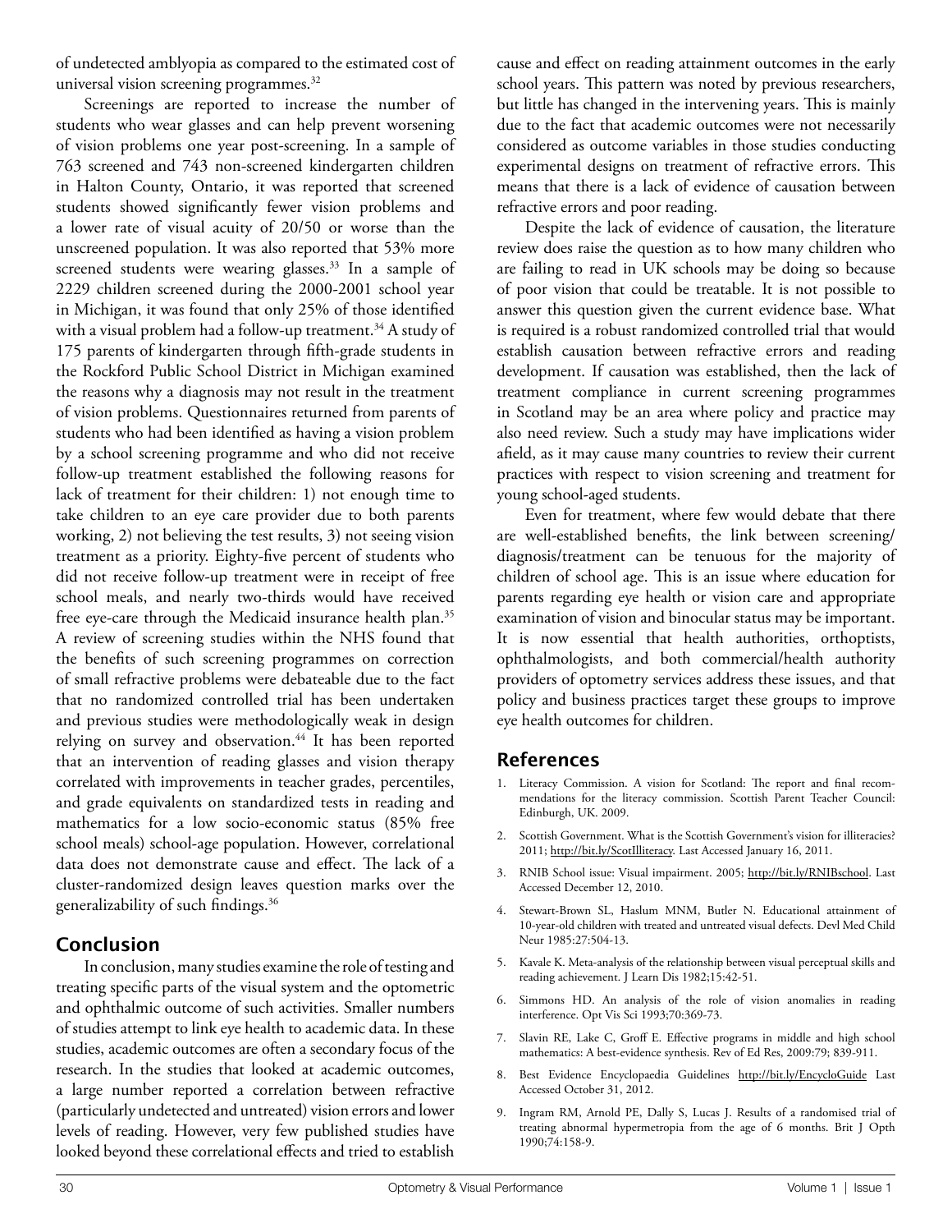of undetected amblyopia as compared to the estimated cost of universal vision screening programmes.[32]

Screenings are reported to increase the number of students who wear glasses and can help prevent worsening of vision problems one year post-screening. In a sample of 763 screened and 743 non-screened kindergarten children in Halton County, Ontario, it was reported that screened students showed significantly fewer vision problems and a lower rate of visual acuity of 20/50 or worse than the unscreened population. It was also reported that 53% more screened students were wearing glasses.[33] In a sample of 2229 children screened during the 2000-2001 school year in Michigan, it was found that only 25% of those identified with a visual problem had a follow-up treatment.[34] A study of 175 parents of kindergarten through fifth-grade students in the Rockford Public School District in Michigan examined the reasons why a diagnosis may not result in the treatment of vision problems. Questionnaires returned from parents of students who had been identified as having a vision problem by a school screening programme and who did not receive follow-up treatment established the following reasons for lack of treatment for their children: 1) not enough time to take children to an eye care provider due to both parents working, 2) not believing the test results, 3) not seeing vision treatment as a priority. Eighty-five percent of students who did not receive follow-up treatment were in receipt of free school meals, and nearly two-thirds would have received free eye-care through the Medicaid insurance health plan.[35] A review of screening studies within the NHS found that the benefits of such screening programmes on correction of small refractive problems were debateable due to the fact that no randomized controlled trial has been undertaken and previous studies were methodologically weak in design relying on survey and observation.[44] It has been reported that an intervention of reading glasses and vision therapy correlated with improvements in teacher grades, percentiles, and grade equivalents on standardized tests in reading and mathematics for a low socio-economic status (85% free school meals) school-age population. However, correlational data does not demonstrate cause and effect. The lack of a cluster-randomized design leaves question marks over the generalizability of such findings.[36]

## Conclusion

In conclusion, many studies examine the role of testing and treating specific parts of the visual system and the optometric and ophthalmic outcome of such activities. Smaller numbers of studies attempt to link eye health to academic data. In these studies, academic outcomes are often a secondary focus of the research. In the studies that looked at academic outcomes, a large number reported a correlation between refractive (particularly undetected and untreated) vision errors and lower levels of reading. However, very few published studies have looked beyond these correlational effects and tried to establish cause and effect on reading attainment outcomes in the early school years. This pattern was noted by previous researchers, but little has changed in the intervening years. This is mainly due to the fact that academic outcomes were not necessarily considered as outcome variables in those studies conducting experimental designs on treatment of refractive errors. This means that there is a lack of evidence of causation between refractive errors and poor reading.

Despite the lack of evidence of causation, the literature review does raise the question as to how many children who are failing to read in UK schools may be doing so because of poor vision that could be treatable. It is not possible to answer this question given the current evidence base. What is required is a robust randomized controlled trial that would establish causation between refractive errors and reading development. If causation was established, then the lack of treatment compliance in current screening programmes in Scotland may be an area where policy and practice may also need review. Such a study may have implications wider afield, as it may cause many countries to review their current practices with respect to vision screening and treatment for young school-aged students.

Even for treatment, where few would debate that there are well-established benefits, the link between screening/diagnosis/treatment can be tenuous for the majority of children of school age. This is an issue where education for parents regarding eye health or vision care and appropriate examination of vision and binocular status may be important. It is now essential that health authorities, orthoptists, ophthalmologists, and both commercial/health authority providers of optometry services address these issues, and that policy and business practices target these groups to improve eye health outcomes for children.

## References

1. Literacy Commission. A vision for Scotland: The report and final recommendations for the literacy commission. Scottish Parent Teacher Council: Edinburgh, UK. 2009.
2. Scottish Government. What is the Scottish Government's vision for illiteracies? 2011; http://bit.ly/ScotIlliteracy. Last Accessed January 16, 2011.
3. RNIB School issue: Visual impairment. 2005; http://bit.ly/RNIBschool. Last Accessed December 12, 2010.
4. Stewart-Brown SL, Haslum MNM, Butler N. Educational attainment of 10-year-old children with treated and untreated visual defects. Devl Med Child Neur 1985:27:504-13.
5. Kavale K. Meta-analysis of the relationship between visual perceptual skills and reading achievement. J Learn Dis 1982;15:42-51.
6. Simmons HD. An analysis of the role of vision anomalies in reading interference. Opt Vis Sci 1993;70:369-73.
7. Slavin RE, Lake C, Groff E. Effective programs in middle and high school mathematics: A best-evidence synthesis. Rev of Ed Res, 2009:79; 839-911.
8. Best Evidence Encyclopaedia Guidelines http://bit.ly/EncycloGuide Last Accessed October 31, 2012.
9. Ingram RM, Arnold PE, Dally S, Lucas J. Results of a randomised trial of treating abnormal hypermetropia from the age of 6 months. Brit J Opth 1990;74:158-9.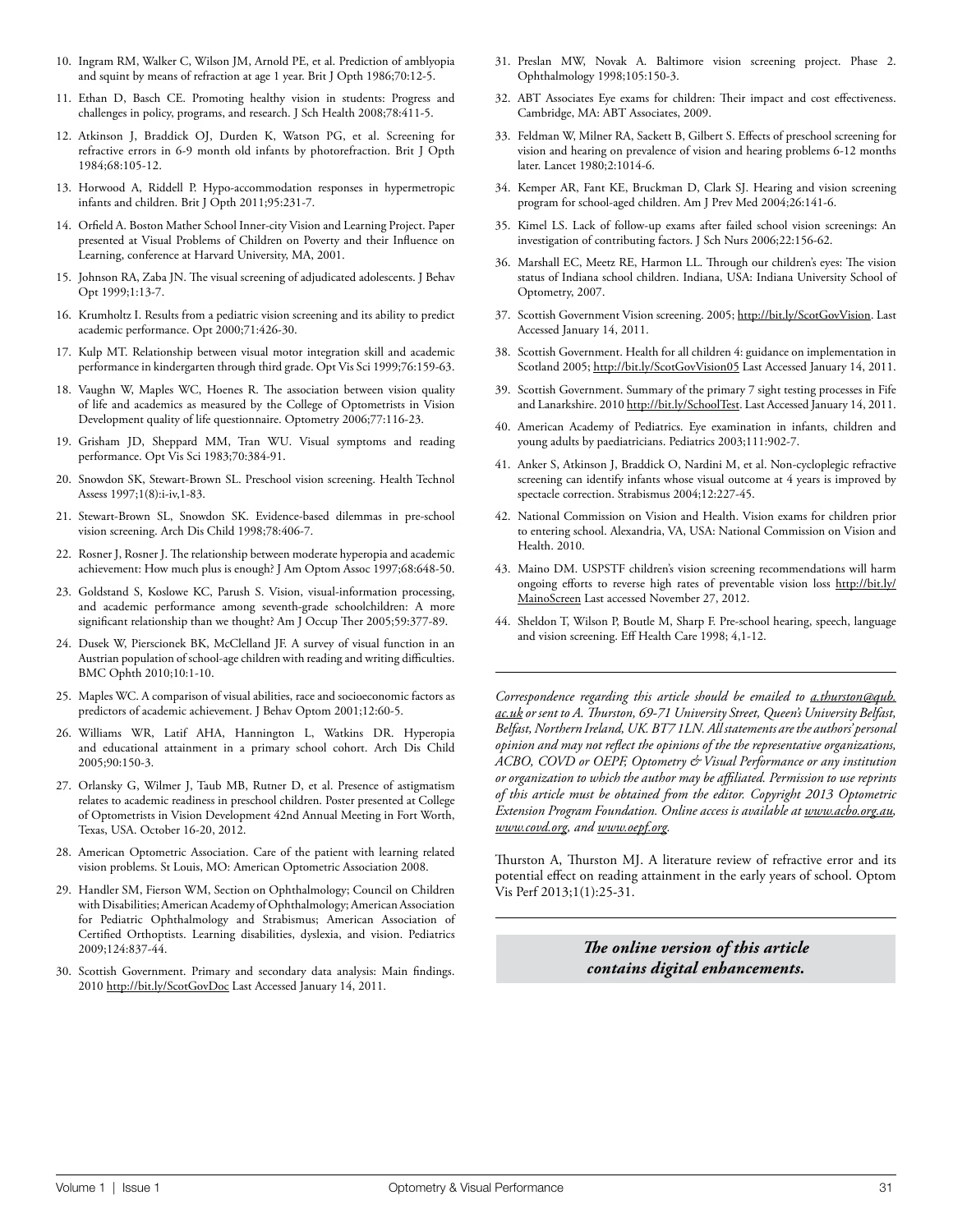10. Ingram RM, Walker C, Wilson JM, Arnold PE, et al. Prediction of amblyopia and squint by means of refraction at age 1 year. Brit J Opth 1986;70:12-5.
11. Ethan D, Basch CE. Promoting healthy vision in students: Progress and challenges in policy, programs, and research. J Sch Health 2008;78:411-5.
12. Atkinson J, Braddick OJ, Durden K, Watson PG, et al. Screening for refractive errors in 6-9 month old infants by photorefraction. Brit J Opth 1984;68:105-12.
13. Horwood A, Riddell P. Hypo-accommodation responses in hypermetropic infants and children. Brit J Opth 2011;95:231-7.
14. Orfield A. Boston Mather School Inner-city Vision and Learning Project. Paper presented at Visual Problems of Children on Poverty and their Influence on Learning, conference at Harvard University, MA, 2001.
15. Johnson RA, Zaba JN. The visual screening of adjudicated adolescents. J Behav Opt 1999;1:13-7.
16. Krumholtz I. Results from a pediatric vision screening and its ability to predict academic performance. Opt 2000;71:426-30.
17. Kulp MT. Relationship between visual motor integration skill and academic performance in kindergarten through third grade. Opt Vis Sci 1999;76:159-63.
18. Vaughn W, Maples WC, Hoenes R. The association between vision quality of life and academics as measured by the College of Optometrists in Vision Development quality of life questionnaire. Optometry 2006;77:116-23.
19. Grisham JD, Sheppard MM, Tran WU. Visual symptoms and reading performance. Opt Vis Sci 1983;70:384-91.
20. Snowdon SK, Stewart-Brown SL. Preschool vision screening. Health Technol Assess 1997;1(8):i-iv,1-83.
21. Stewart-Brown SL, Snowdon SK. Evidence-based dilemmas in pre-school vision screening. Arch Dis Child 1998;78:406-7.
22. Rosner J, Rosner J. The relationship between moderate hyperopia and academic achievement: How much plus is enough? J Am Optom Assoc 1997;68:648-50.
23. Goldstand S, Koslowe KC, Parush S. Vision, visual-information processing, and academic performance among seventh-grade schoolchildren: A more significant relationship than we thought? Am J Occup Ther 2005;59:377-89.
24. Dusek W, Pierscionek BK, McClelland JF. A survey of visual function in an Austrian population of school-age children with reading and writing difficulties. BMC Ophth 2010;10:1-10.
25. Maples WC. A comparison of visual abilities, race and socioeconomic factors as predictors of academic achievement. J Behav Optom 2001;12:60-5.
26. Williams WR, Latif AHA, Hannington L, Watkins DR. Hyperopia and educational attainment in a primary school cohort. Arch Dis Child 2005;90:150-3.
27. Orlansky G, Wilmer J, Taub MB, Rutner D, et al. Presence of astigmatism relates to academic readiness in preschool children. Poster presented at College of Optometrists in Vision Development 42nd Annual Meeting in Fort Worth, Texas, USA. October 16-20, 2012.
28. American Optometric Association. Care of the patient with learning related vision problems. St Louis, MO: American Optometric Association 2008.
29. Handler SM, Fierson WM, Section on Ophthalmology; Council on Children with Disabilities; American Academy of Ophthalmology; American Association for Pediatric Ophthalmology and Strabismus; American Association of Certified Orthoptists. Learning disabilities, dyslexia, and vision. Pediatrics 2009;124:837-44.
30. Scottish Government. Primary and secondary data analysis: Main findings. 2010 http://bit.ly/ScotGovDoc Last Accessed January 14, 2011.
31. Preslan MW, Novak A. Baltimore vision screening project. Phase 2. Ophthalmology 1998;105:150-3.
32. ABT Associates Eye exams for children: Their impact and cost effectiveness. Cambridge, MA: ABT Associates, 2009.
33. Feldman W, Milner RA, Sackett B, Gilbert S. Effects of preschool screening for vision and hearing on prevalence of vision and hearing problems 6-12 months later. Lancet 1980;2:1014-6.
34. Kemper AR, Fant KE, Bruckman D, Clark SJ. Hearing and vision screening program for school-aged children. Am J Prev Med 2004;26:141-6.
35. Kimel LS. Lack of follow-up exams after failed school vision screenings: An investigation of contributing factors. J Sch Nurs 2006;22:156-62.
36. Marshall EC, Meetz RE, Harmon LL. Through our children's eyes: The vision status of Indiana school children. Indiana, USA: Indiana University School of Optometry, 2007.
37. Scottish Government Vision screening. 2005; http://bit.ly/ScotGovVision. Last Accessed January 14, 2011.
38. Scottish Government. Health for all children 4: guidance on implementation in Scotland 2005; http://bit.ly/ScotGovVision05 Last Accessed January 14, 2011.
39. Scottish Government. Summary of the primary 7 sight testing processes in Fife and Lanarkshire. 2010 http://bit.ly/SchoolTest. Last Accessed January 14, 2011.
40. American Academy of Pediatrics. Eye examination in infants, children and young adults by paediatricians. Pediatrics 2003;111:902-7.
41. Anker S, Atkinson J, Braddick O, Nardini M, et al. Non-cycloplegic refractive screening can identify infants whose visual outcome at 4 years is improved by spectacle correction. Strabismus 2004;12:227-45.
42. National Commission on Vision and Health. Vision exams for children prior to entering school. Alexandria, VA, USA: National Commission on Vision and Health. 2010.
43. Maino DM. USPSTF children's vision screening recommendations will harm ongoing efforts to reverse high rates of preventable vision loss http://bit.ly/MainoScreen Last accessed November 27, 2012.
44. Sheldon T, Wilson P, Boutle M, Sharp F. Pre-school hearing, speech, language and vision screening. Eff Health Care 1998; 4,1-12.

---

*Correspondence regarding this article should be emailed to a.thurston@qub.ac.uk or sent to A. Thurston, 69-71 University Street, Queen's University Belfast, Belfast, Northern Ireland, UK. BT7 1LN. All statements are the authors' personal opinion and may not reflect the opinions of the the representative organizations, ACBO, COVD or OEPF, Optometry & Visual Performance or any institution or organization to which the author may be affiliated. Permission to use reprints of this article must be obtained from the editor. Copyright 2013 Optometric Extension Program Foundation. Online access is available at www.acbo.org.au, www.covd.org, and www.oepf.org.*

Thurston A, Thurston MJ. A literature review of refractive error and its potential effect on reading attainment in the early years of school. Optom Vis Perf 2013;1(1):25-31.

---

***The online version of this article contains digital enhancements.***